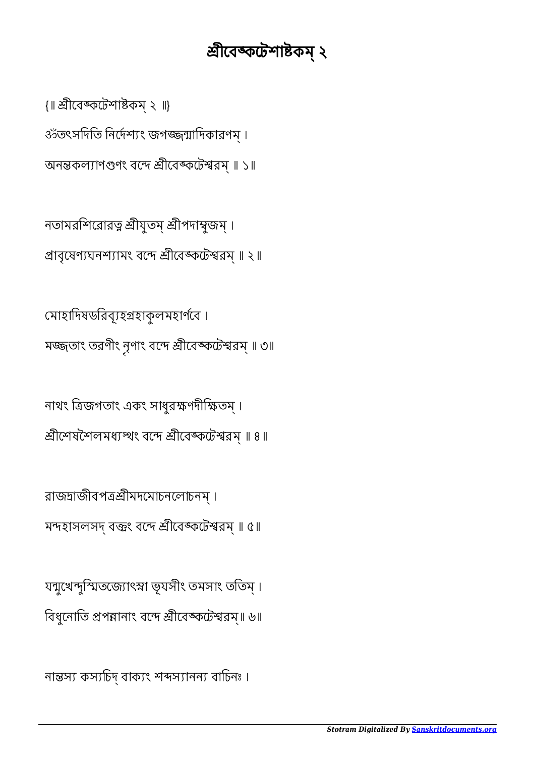# শ্রীবেঙ্কটেশাষ্টকম্ ২

{॥ শ্রীবেঙ্কটেশাষ্টকম্ ২ ॥}

ওঁতৎসদিতি নির্দেশ্যং জগজ্জন্মাদিকারণম্ ।
অনন্তকল্যাণগুণং বন্দে শ্রীবেঙ্কটেশ্বরম্ ॥ ১॥

নতামরশিরোরত্ন শ্রীযুতম্ শ্রীপদাম্বুজম্ ।
প্রাবৃষেণ্যঘনশ্যামং বন্দে শ্রীবেঙ্কটেশ্বরম্ ॥ ২ ॥

মোহাদিষডরিব্যূহগ্রহাকুলমহার্ণবে ।
মজ্জতাং তরণীং নৃণাং বন্দে শ্রীবেঙ্কটেশ্বরম্ ॥ ৩॥

নাথং ত্রিজগতাং একং সাধুরক্ষণদীক্ষিতম্ ।
শ্রীশেষশৈলমধ্যস্থং বন্দে শ্রীবেঙ্কটেশ্বরম্ ॥ ৪ ॥

রাজদ্রাজীবপত্রশ্রীমদমোচনলোচনম্ ।
মন্দহাসলসদ্ বক্ত্রং বন্দে শ্রীবেঙ্কটেশ্বরম্ ॥ ৫॥

যন্মুখেন্দুস্মিতজ্যোৎস্না ভূযসীং তমসাং ততিম্ ।
বিধুনোতি প্রপন্নানাং বন্দে শ্রীবেঙ্কটেশ্বরম্॥ ৬॥

নান্তস্য কস্যচিদ্ বাক্যং শব্দস্যানন্য বাচিনঃ ।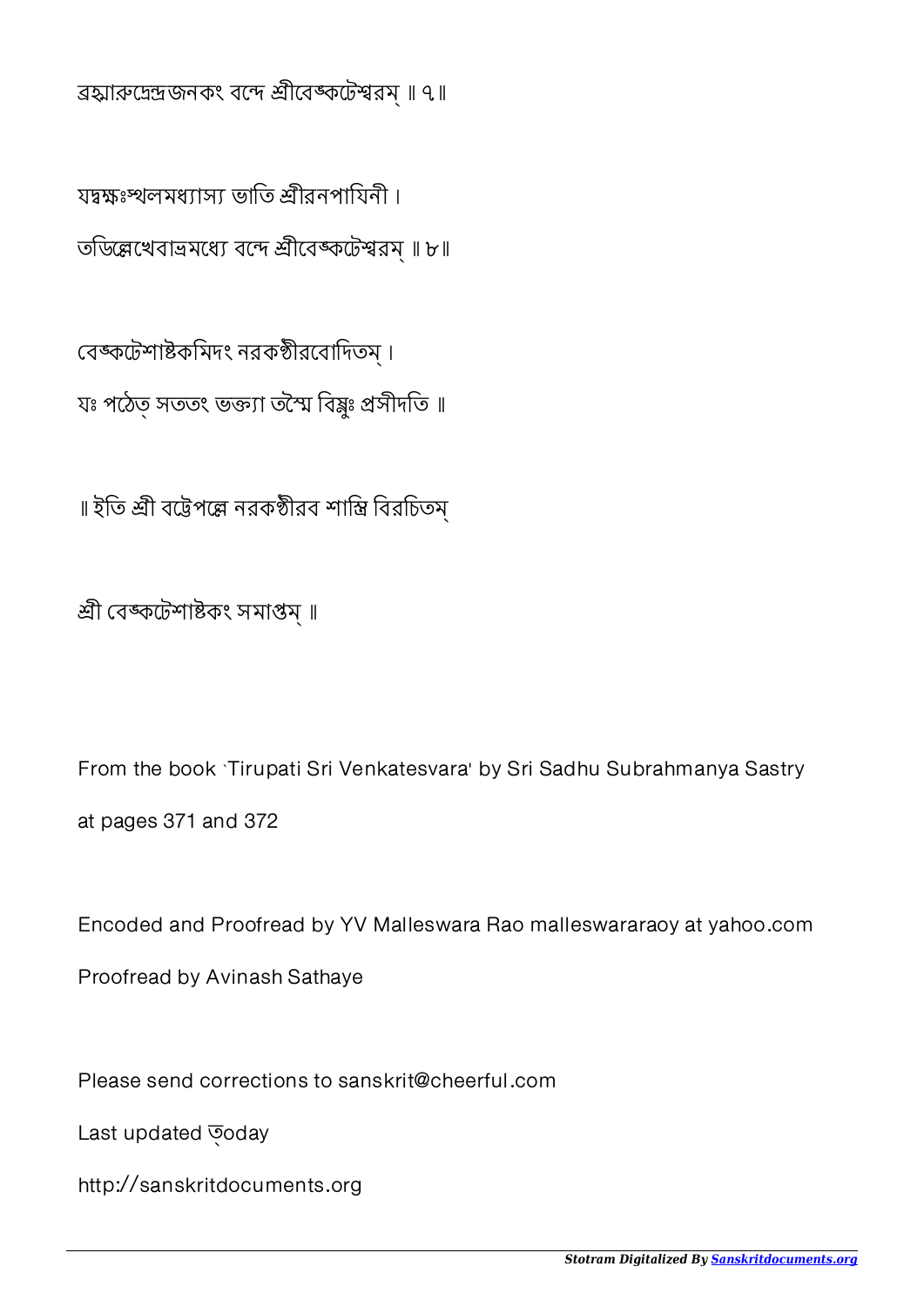ব্রহ্মারুদ্রেন্দ্রজনকং বন্দে শ্রীবেঙ্কটেশ্বরম্ ॥ ৭॥

যদ্বক্ষঃস্থলমধ্যাস্য ভাতি শ্রীরনপাযিনী ।
তডিল্লেখেবাভ্রমধ্যে বন্দে শ্রীবেঙ্কটেশ্বরম্ ॥ ৮॥

বেঙ্কটেশাষ্টকমিদং নরকণ্ঠীরবোদিতম্ ।
যঃ পঠেত্ সততং ভক্ত্যা তস্মৈ বিষ্ণুঃ প্রসীদতি ॥

॥ ইতি শ্রী বট্টেপল্লে নরকণ্ঠীরব শাস্ত্রি বিরচিতম্

শ্রী বেঙ্কটেশাষ্টকং সমাপ্তম্ ॥

From the book `Tirupati Sri Venkatesvara' by Sri Sadhu Subrahmanya Sastry at pages 371 and 372

Encoded and Proofread by YV Malleswara Rao malleswararaoy at yahoo.com

Proofread by Avinash Sathaye

Please send corrections to sanskrit@cheerful.com

Last updated ত্oday

http://sanskritdocuments.org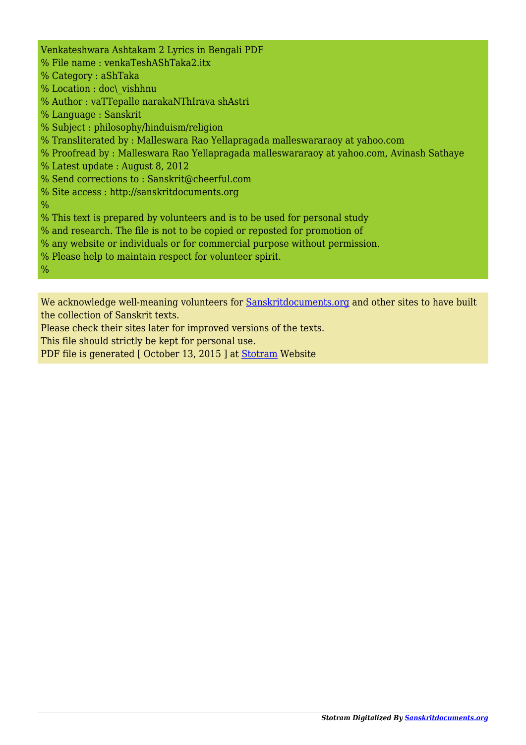Venkateshwara Ashtakam 2 Lyrics in Bengali PDF
% File name : venkaTeshAShTaka2.itx
% Category : aShTaka
% Location : doc\_vishhnu
% Author : vaTTepalle narakaNThIrava shAstri
% Language : Sanskrit
% Subject : philosophy/hinduism/religion
% Transliterated by : Malleswara Rao Yellapragada malleswararaoy at yahoo.com
% Proofread by : Malleswara Rao Yellapragada malleswararaoy at yahoo.com, Avinash Sathaye
% Latest update : August 8, 2012
% Send corrections to : Sanskrit@cheerful.com
% Site access : http://sanskritdocuments.org
%
% This text is prepared by volunteers and is to be used for personal study
% and research. The file is not to be copied or reposted for promotion of
% any website or individuals or for commercial purpose without permission.
% Please help to maintain respect for volunteer spirit.
%

We acknowledge well-meaning volunteers for Sanskritdocuments.org and other sites to have built the collection of Sanskrit texts.
Please check their sites later for improved versions of the texts.
This file should strictly be kept for personal use.
PDF file is generated [ October 13, 2015 ] at Stotram Website